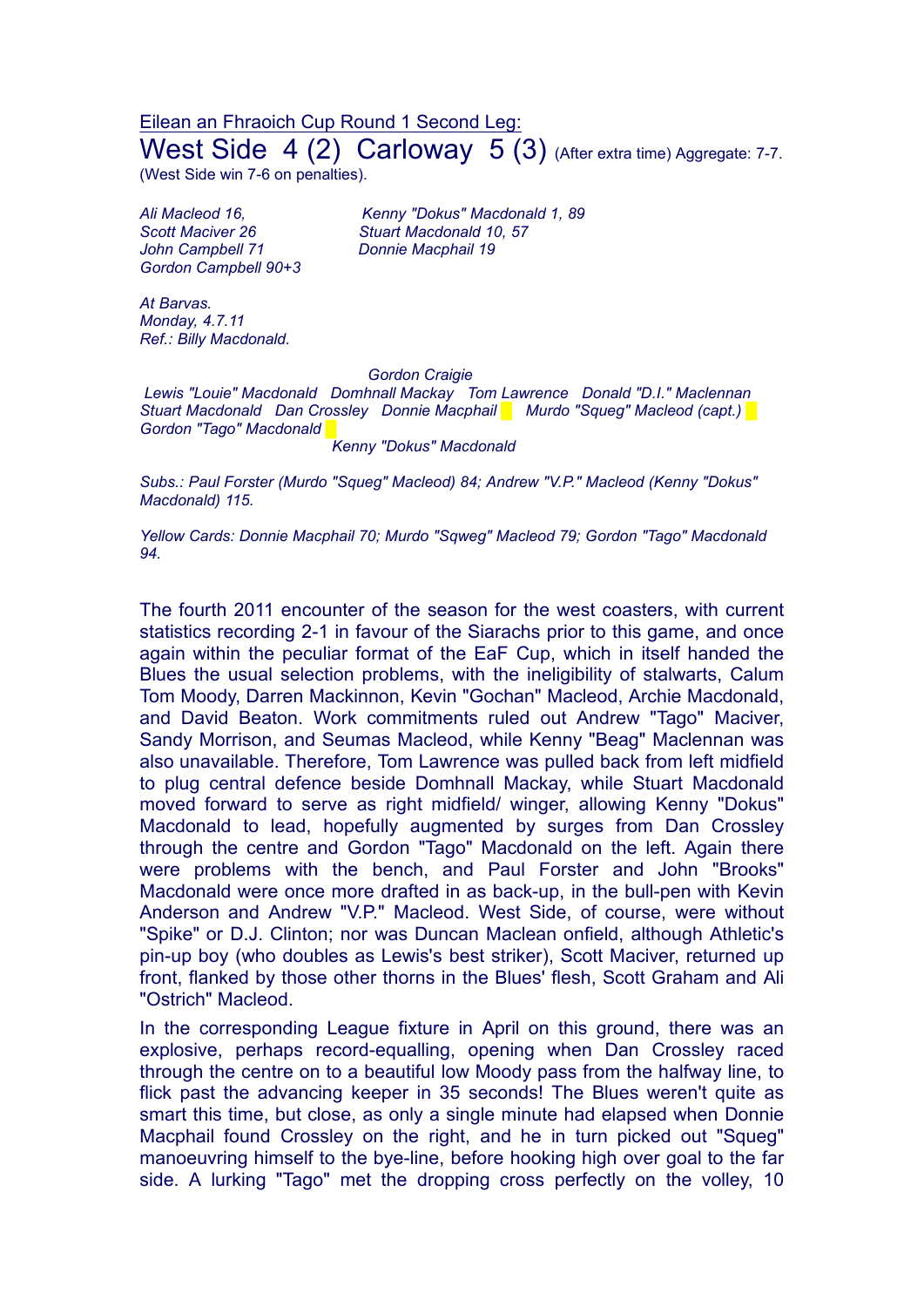Eilean an Fhraoich Cup Round 1 Second Leg:

# West Side 4 (2) Carloway 5 (3) (After extra time) Aggregate: 7-7.

(West Side win 7-6 on penalties).

| | |
|---|---|
| *Ali Macleod 16,* | *Kenny "Dokus" Macdonald 1, 89* |
| *Scott Maciver 26* | *Stuart Macdonald 10, 57* |
| *John Campbell 71* | *Donnie Macphail 19* |
| *Gordon Campbell 90+3* | |

*At Barvas.*
*Monday, 4.7.11*
*Ref.: Billy Macdonald.*

*Gordon Craigie*
*Lewis "Louie" Macdonald Domhnall Mackay Tom Lawrence Donald "D.I." Maclennan*
*Stuart Macdonald Dan Crossley Donnie Macphail Murdo "Squeg" Macleod (capt.)*
*Gordon "Tago" Macdonald*
*Kenny "Dokus" Macdonald*

*Subs.: Paul Forster (Murdo "Squeg" Macleod) 84; Andrew "V.P." Macleod (Kenny "Dokus" Macdonald) 115.*

*Yellow Cards: Donnie Macphail 70; Murdo "Sqweg" Macleod 79; Gordon "Tago" Macdonald 94.*

The fourth 2011 encounter of the season for the west coasters, with current statistics recording 2-1 in favour of the Siarachs prior to this game, and once again within the peculiar format of the EaF Cup, which in itself handed the Blues the usual selection problems, with the ineligibility of stalwarts, Calum Tom Moody, Darren Mackinnon, Kevin "Gochan" Macleod, Archie Macdonald, and David Beaton. Work commitments ruled out Andrew "Tago" Maciver, Sandy Morrison, and Seumas Macleod, while Kenny "Beag" Maclennan was also unavailable. Therefore, Tom Lawrence was pulled back from left midfield to plug central defence beside Domhnall Mackay, while Stuart Macdonald moved forward to serve as right midfield/ winger, allowing Kenny "Dokus" Macdonald to lead, hopefully augmented by surges from Dan Crossley through the centre and Gordon "Tago" Macdonald on the left. Again there were problems with the bench, and Paul Forster and John "Brooks" Macdonald were once more drafted in as back-up, in the bull-pen with Kevin Anderson and Andrew "V.P." Macleod. West Side, of course, were without "Spike" or D.J. Clinton; nor was Duncan Maclean onfield, although Athletic's pin-up boy (who doubles as Lewis's best striker), Scott Maciver, returned up front, flanked by those other thorns in the Blues' flesh, Scott Graham and Ali "Ostrich" Macleod.

In the corresponding League fixture in April on this ground, there was an explosive, perhaps record-equalling, opening when Dan Crossley raced through the centre on to a beautiful low Moody pass from the halfway line, to flick past the advancing keeper in 35 seconds! The Blues weren't quite as smart this time, but close, as only a single minute had elapsed when Donnie Macphail found Crossley on the right, and he in turn picked out "Squeg" manoeuvring himself to the bye-line, before hooking high over goal to the far side. A lurking "Tago" met the dropping cross perfectly on the volley, 10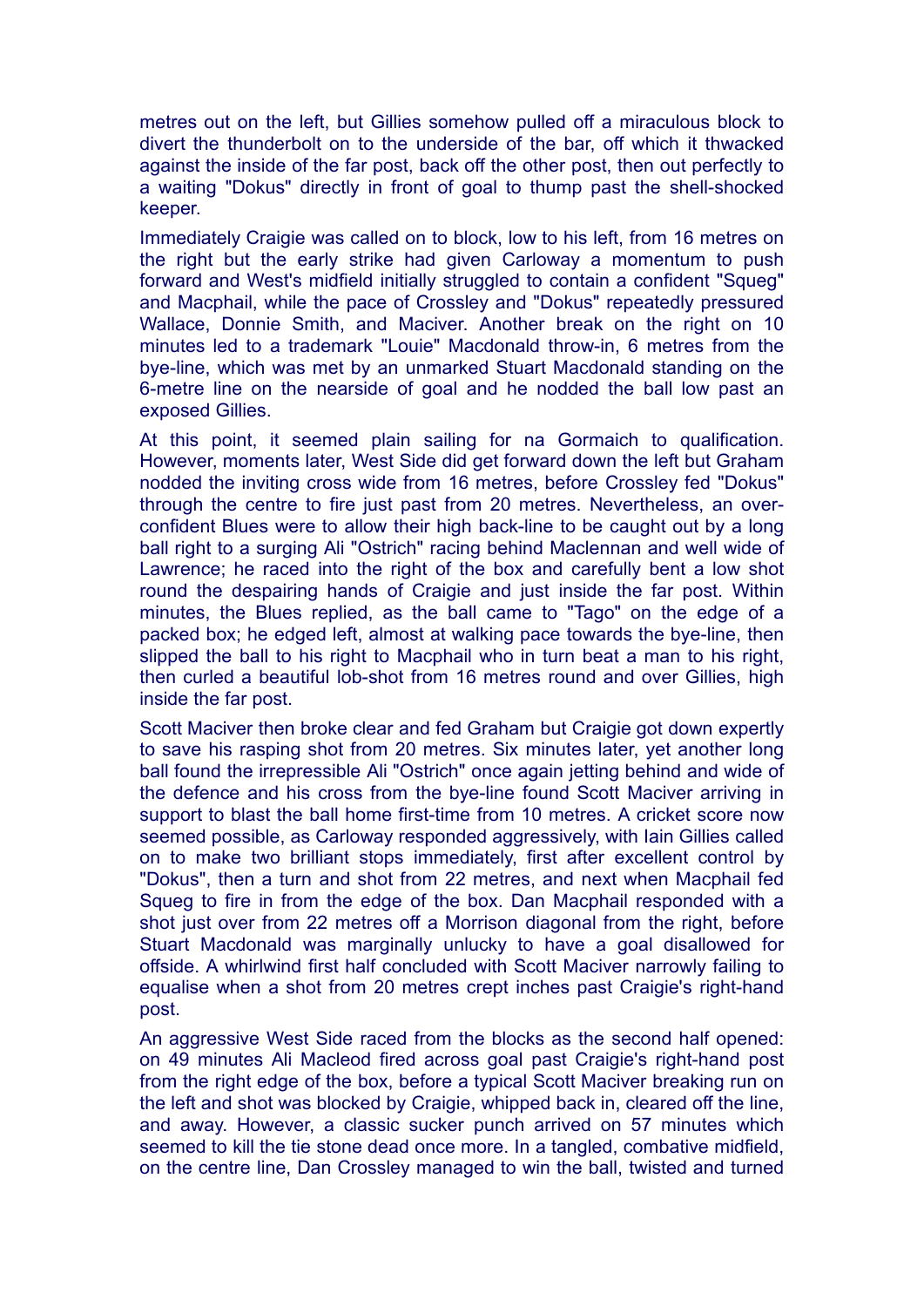metres out on the left, but Gillies somehow pulled off a miraculous block to divert the thunderbolt on to the underside of the bar, off which it thwacked against the inside of the far post, back off the other post, then out perfectly to a waiting "Dokus" directly in front of goal to thump past the shell-shocked keeper.

Immediately Craigie was called on to block, low to his left, from 16 metres on the right but the early strike had given Carloway a momentum to push forward and West's midfield initially struggled to contain a confident "Squeg" and Macphail, while the pace of Crossley and "Dokus" repeatedly pressured Wallace, Donnie Smith, and Maciver. Another break on the right on 10 minutes led to a trademark "Louie" Macdonald throw-in, 6 metres from the bye-line, which was met by an unmarked Stuart Macdonald standing on the 6-metre line on the nearside of goal and he nodded the ball low past an exposed Gillies.

At this point, it seemed plain sailing for na Gormaich to qualification. However, moments later, West Side did get forward down the left but Graham nodded the inviting cross wide from 16 metres, before Crossley fed "Dokus" through the centre to fire just past from 20 metres. Nevertheless, an over-confident Blues were to allow their high back-line to be caught out by a long ball right to a surging Ali "Ostrich" racing behind Maclennan and well wide of Lawrence; he raced into the right of the box and carefully bent a low shot round the despairing hands of Craigie and just inside the far post. Within minutes, the Blues replied, as the ball came to "Tago" on the edge of a packed box; he edged left, almost at walking pace towards the bye-line, then slipped the ball to his right to Macphail who in turn beat a man to his right, then curled a beautiful lob-shot from 16 metres round and over Gillies, high inside the far post.

Scott Maciver then broke clear and fed Graham but Craigie got down expertly to save his rasping shot from 20 metres. Six minutes later, yet another long ball found the irrepressible Ali "Ostrich" once again jetting behind and wide of the defence and his cross from the bye-line found Scott Maciver arriving in support to blast the ball home first-time from 10 metres. A cricket score now seemed possible, as Carloway responded aggressively, with Iain Gillies called on to make two brilliant stops immediately, first after excellent control by "Dokus", then a turn and shot from 22 metres, and next when Macphail fed Squeg to fire in from the edge of the box. Dan Macphail responded with a shot just over from 22 metres off a Morrison diagonal from the right, before Stuart Macdonald was marginally unlucky to have a goal disallowed for offside. A whirlwind first half concluded with Scott Maciver narrowly failing to equalise when a shot from 20 metres crept inches past Craigie's right-hand post.

An aggressive West Side raced from the blocks as the second half opened: on 49 minutes Ali Macleod fired across goal past Craigie's right-hand post from the right edge of the box, before a typical Scott Maciver breaking run on the left and shot was blocked by Craigie, whipped back in, cleared off the line, and away. However, a classic sucker punch arrived on 57 minutes which seemed to kill the tie stone dead once more. In a tangled, combative midfield, on the centre line, Dan Crossley managed to win the ball, twisted and turned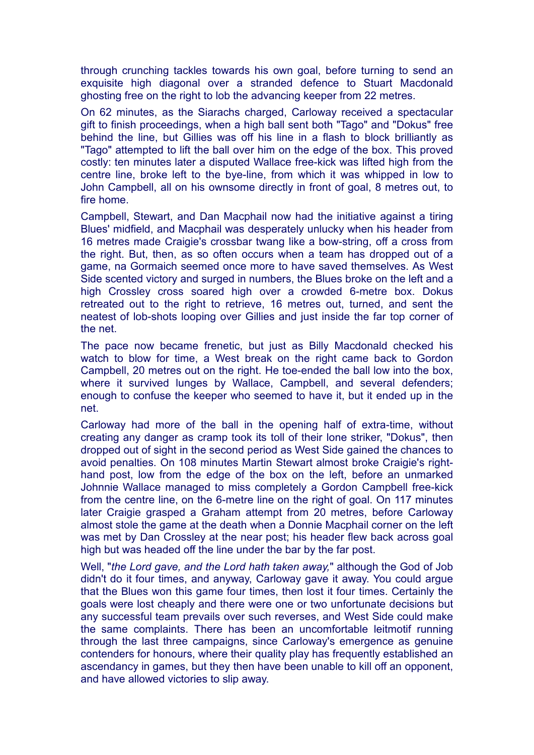through crunching tackles towards his own goal, before turning to send an exquisite high diagonal over a stranded defence to Stuart Macdonald ghosting free on the right to lob the advancing keeper from 22 metres.

On 62 minutes, as the Siarachs charged, Carloway received a spectacular gift to finish proceedings, when a high ball sent both "Tago" and "Dokus" free behind the line, but Gillies was off his line in a flash to block brilliantly as "Tago" attempted to lift the ball over him on the edge of the box. This proved costly: ten minutes later a disputed Wallace free-kick was lifted high from the centre line, broke left to the bye-line, from which it was whipped in low to John Campbell, all on his ownsome directly in front of goal, 8 metres out, to fire home.

Campbell, Stewart, and Dan Macphail now had the initiative against a tiring Blues' midfield, and Macphail was desperately unlucky when his header from 16 metres made Craigie's crossbar twang like a bow-string, off a cross from the right. But, then, as so often occurs when a team has dropped out of a game, na Gormaich seemed once more to have saved themselves. As West Side scented victory and surged in numbers, the Blues broke on the left and a high Crossley cross soared high over a crowded 6-metre box. Dokus retreated out to the right to retrieve, 16 metres out, turned, and sent the neatest of lob-shots looping over Gillies and just inside the far top corner of the net.

The pace now became frenetic, but just as Billy Macdonald checked his watch to blow for time, a West break on the right came back to Gordon Campbell, 20 metres out on the right. He toe-ended the ball low into the box, where it survived lunges by Wallace, Campbell, and several defenders; enough to confuse the keeper who seemed to have it, but it ended up in the net.

Carloway had more of the ball in the opening half of extra-time, without creating any danger as cramp took its toll of their lone striker, "Dokus", then dropped out of sight in the second period as West Side gained the chances to avoid penalties. On 108 minutes Martin Stewart almost broke Craigie's right-hand post, low from the edge of the box on the left, before an unmarked Johnnie Wallace managed to miss completely a Gordon Campbell free-kick from the centre line, on the 6-metre line on the right of goal. On 117 minutes later Craigie grasped a Graham attempt from 20 metres, before Carloway almost stole the game at the death when a Donnie Macphail corner on the left was met by Dan Crossley at the near post; his header flew back across goal high but was headed off the line under the bar by the far post.

Well, "*the Lord gave, and the Lord hath taken away,*" although the God of Job didn't do it four times, and anyway, Carloway gave it away. You could argue that the Blues won this game four times, then lost it four times. Certainly the goals were lost cheaply and there were one or two unfortunate decisions but any successful team prevails over such reverses, and West Side could make the same complaints. There has been an uncomfortable leitmotif running through the last three campaigns, since Carloway's emergence as genuine contenders for honours, where their quality play has frequently established an ascendancy in games, but they then have been unable to kill off an opponent, and have allowed victories to slip away.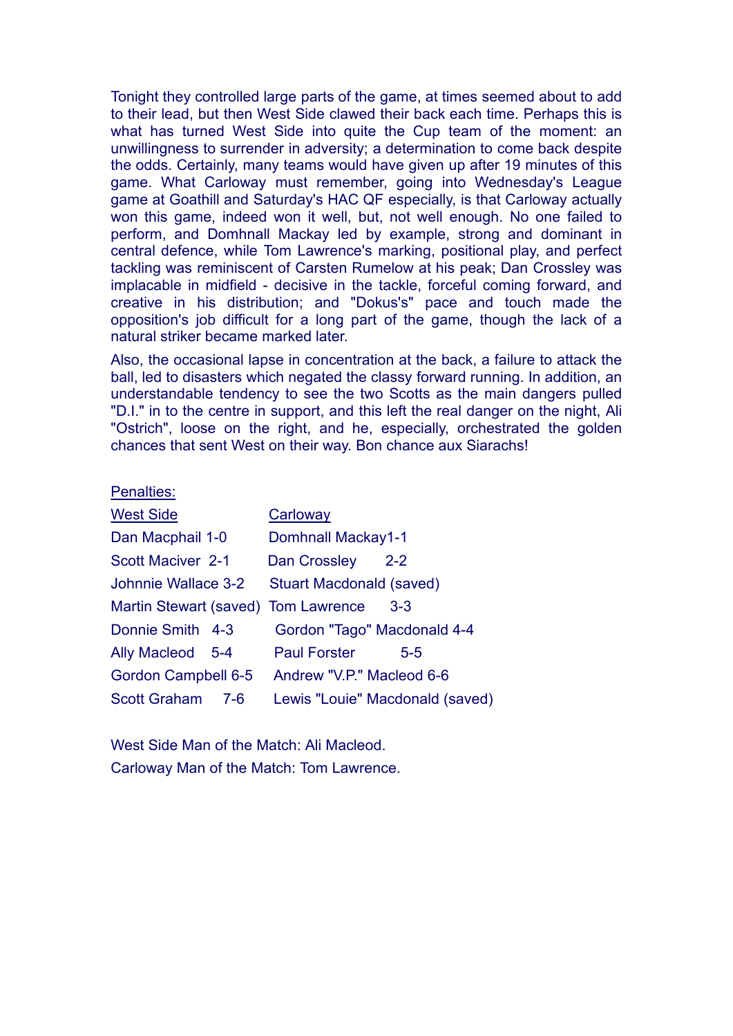Tonight they controlled large parts of the game, at times seemed about to add to their lead, but then West Side clawed their back each time. Perhaps this is what has turned West Side into quite the Cup team of the moment: an unwillingness to surrender in adversity; a determination to come back despite the odds. Certainly, many teams would have given up after 19 minutes of this game. What Carloway must remember, going into Wednesday's League game at Goathill and Saturday's HAC QF especially, is that Carloway actually won this game, indeed won it well, but, not well enough. No one failed to perform, and Domhnall Mackay led by example, strong and dominant in central defence, while Tom Lawrence's marking, positional play, and perfect tackling was reminiscent of Carsten Rumelow at his peak; Dan Crossley was implacable in midfield - decisive in the tackle, forceful coming forward, and creative in his distribution; and "Dokus's" pace and touch made the opposition's job difficult for a long part of the game, though the lack of a natural striker became marked later.

Also, the occasional lapse in concentration at the back, a failure to attack the ball, led to disasters which negated the classy forward running. In addition, an understandable tendency to see the two Scotts as the main dangers pulled "D.I." in to the centre in support, and this left the real danger on the night, Ali "Ostrich", loose on the right, and he, especially, orchestrated the golden chances that sent West on their way. Bon chance aux Siarachs!

Penalties:

| West Side | Carloway |
|---|---|
| Dan Macphail 1-0 | Domhnall Mackay 1-1 |
| Scott Maciver 2-1 | Dan Crossley 2-2 |
| Johnnie Wallace 3-2 | Stuart Macdonald (saved) |
| Martin Stewart (saved) | Tom Lawrence 3-3 |
| Donnie Smith 4-3 | Gordon "Tago" Macdonald 4-4 |
| Ally Macleod 5-4 | Paul Forster 5-5 |
| Gordon Campbell 6-5 | Andrew "V.P." Macleod 6-6 |
| Scott Graham 7-6 | Lewis "Louie" Macdonald (saved) |

West Side Man of the Match: Ali Macleod.

Carloway Man of the Match: Tom Lawrence.